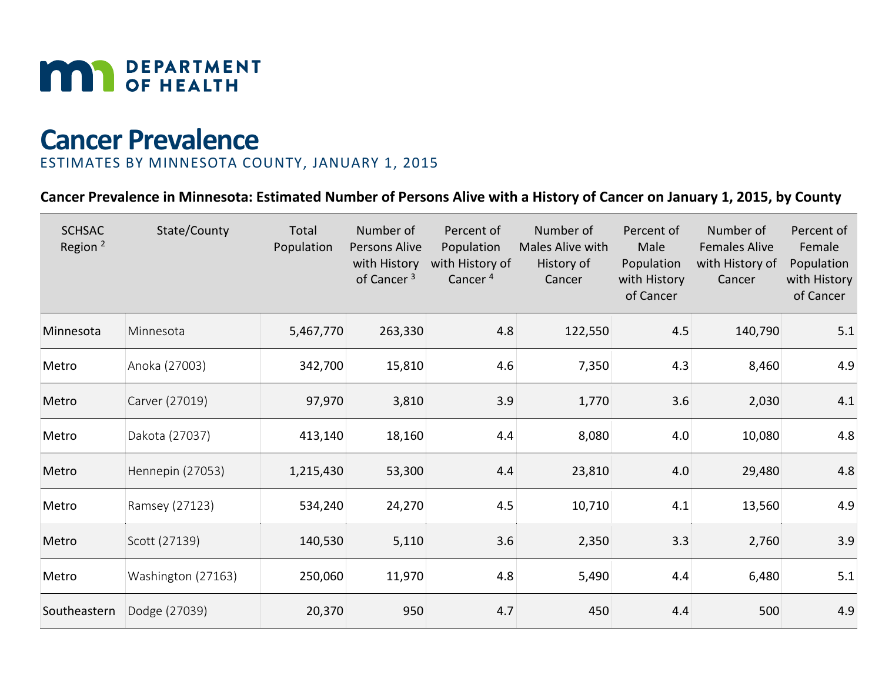MN DEPARTMENT OF HEALTH

# Cancer Prevalence

ESTIMATES BY MINNESOTA COUNTY, JANUARY 1, 2015

**Cancer Prevalence in Minnesota: Estimated Number of Persons Alive with a History of Cancer on January 1, 2015, by County**

| SCHSAC Region [2] | State/County | Total Population | Number of Persons Alive with History of Cancer [3] | Percent of Population with History of Cancer [4] | Number of Males Alive with History of Cancer | Percent of Male Population with History of Cancer | Number of Females Alive with History of Cancer | Percent of Female Population with History of Cancer |
|---|---|---|---|---|---|---|---|---|
| Minnesota | Minnesota | 5,467,770 | 263,330 | 4.8 | 122,550 | 4.5 | 140,790 | 5.1 |
| Metro | Anoka (27003) | 342,700 | 15,810 | 4.6 | 7,350 | 4.3 | 8,460 | 4.9 |
| Metro | Carver (27019) | 97,970 | 3,810 | 3.9 | 1,770 | 3.6 | 2,030 | 4.1 |
| Metro | Dakota (27037) | 413,140 | 18,160 | 4.4 | 8,080 | 4.0 | 10,080 | 4.8 |
| Metro | Hennepin (27053) | 1,215,430 | 53,300 | 4.4 | 23,810 | 4.0 | 29,480 | 4.8 |
| Metro | Ramsey (27123) | 534,240 | 24,270 | 4.5 | 10,710 | 4.1 | 13,560 | 4.9 |
| Metro | Scott (27139) | 140,530 | 5,110 | 3.6 | 2,350 | 3.3 | 2,760 | 3.9 |
| Metro | Washington (27163) | 250,060 | 11,970 | 4.8 | 5,490 | 4.4 | 6,480 | 5.1 |
| Southeastern | Dodge (27039) | 20,370 | 950 | 4.7 | 450 | 4.4 | 500 | 4.9 |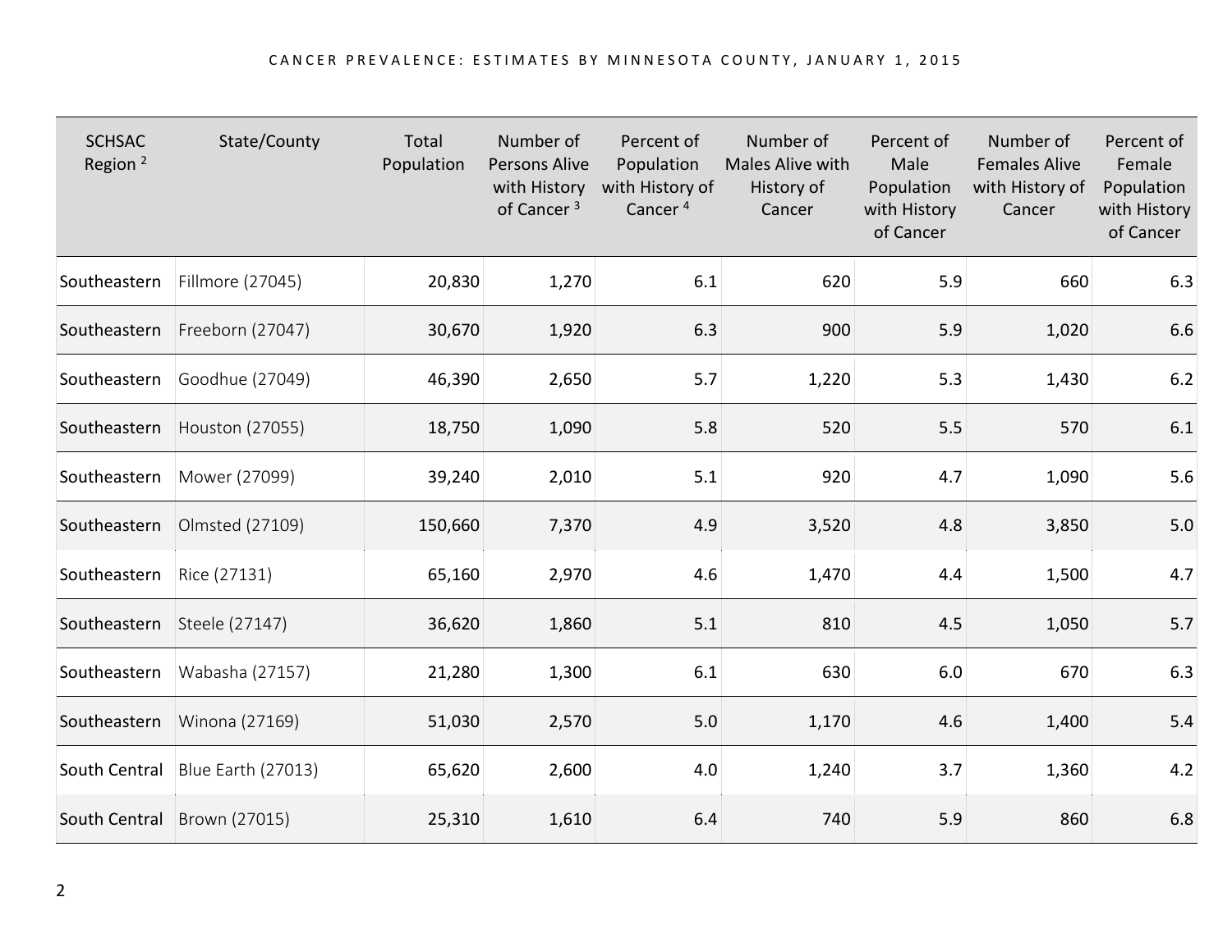| SCHSAC Region [2] | State/County | Total Population | Number of Persons Alive with History of Cancer [3] | Percent of Population with History of Cancer [4] | Number of Males Alive with History of Cancer | Percent of Male Population with History of Cancer | Number of Females Alive with History of Cancer | Percent of Female Population with History of Cancer |
|---|---|---|---|---|---|---|---|---|
| Southeastern | Fillmore (27045) | 20,830 | 1,270 | 6.1 | 620 | 5.9 | 660 | 6.3 |
| Southeastern | Freeborn (27047) | 30,670 | 1,920 | 6.3 | 900 | 5.9 | 1,020 | 6.6 |
| Southeastern | Goodhue (27049) | 46,390 | 2,650 | 5.7 | 1,220 | 5.3 | 1,430 | 6.2 |
| Southeastern | Houston (27055) | 18,750 | 1,090 | 5.8 | 520 | 5.5 | 570 | 6.1 |
| Southeastern | Mower (27099) | 39,240 | 2,010 | 5.1 | 920 | 4.7 | 1,090 | 5.6 |
| Southeastern | Olmsted (27109) | 150,660 | 7,370 | 4.9 | 3,520 | 4.8 | 3,850 | 5.0 |
| Southeastern | Rice (27131) | 65,160 | 2,970 | 4.6 | 1,470 | 4.4 | 1,500 | 4.7 |
| Southeastern | Steele (27147) | 36,620 | 1,860 | 5.1 | 810 | 4.5 | 1,050 | 5.7 |
| Southeastern | Wabasha (27157) | 21,280 | 1,300 | 6.1 | 630 | 6.0 | 670 | 6.3 |
| Southeastern | Winona (27169) | 51,030 | 2,570 | 5.0 | 1,170 | 4.6 | 1,400 | 5.4 |
| South Central | Blue Earth (27013) | 65,620 | 2,600 | 4.0 | 1,240 | 3.7 | 1,360 | 4.2 |
| South Central | Brown (27015) | 25,310 | 1,610 | 6.4 | 740 | 5.9 | 860 | 6.8 |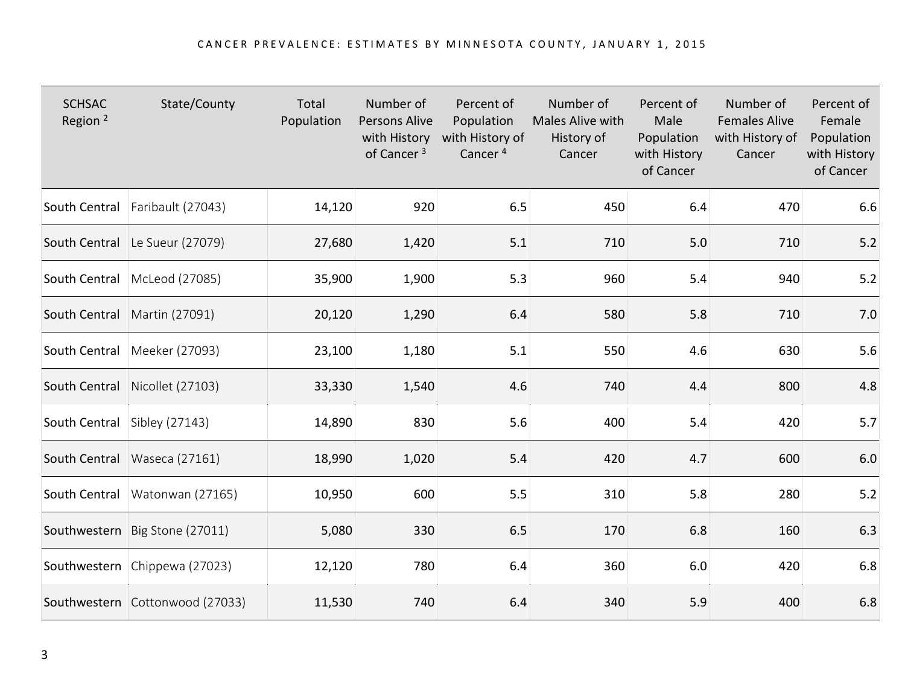| SCHSAC Region [2] | State/County | Total Population | Number of Persons Alive with History of Cancer [3] | Percent of Population with History of Cancer [4] | Number of Males Alive with History of Cancer | Percent of Male Population with History of Cancer | Number of Females Alive with History of Cancer | Percent of Female Population with History of Cancer |
|---|---|---|---|---|---|---|---|---|
| South Central | Faribault (27043) | 14,120 | 920 | 6.5 | 450 | 6.4 | 470 | 6.6 |
| South Central | Le Sueur (27079) | 27,680 | 1,420 | 5.1 | 710 | 5.0 | 710 | 5.2 |
| South Central | McLeod (27085) | 35,900 | 1,900 | 5.3 | 960 | 5.4 | 940 | 5.2 |
| South Central | Martin (27091) | 20,120 | 1,290 | 6.4 | 580 | 5.8 | 710 | 7.0 |
| South Central | Meeker (27093) | 23,100 | 1,180 | 5.1 | 550 | 4.6 | 630 | 5.6 |
| South Central | Nicollet (27103) | 33,330 | 1,540 | 4.6 | 740 | 4.4 | 800 | 4.8 |
| South Central | Sibley (27143) | 14,890 | 830 | 5.6 | 400 | 5.4 | 420 | 5.7 |
| South Central | Waseca (27161) | 18,990 | 1,020 | 5.4 | 420 | 4.7 | 600 | 6.0 |
| South Central | Watonwan (27165) | 10,950 | 600 | 5.5 | 310 | 5.8 | 280 | 5.2 |
| Southwestern | Big Stone (27011) | 5,080 | 330 | 6.5 | 170 | 6.8 | 160 | 6.3 |
| Southwestern | Chippewa (27023) | 12,120 | 780 | 6.4 | 360 | 6.0 | 420 | 6.8 |
| Southwestern | Cottonwood (27033) | 11,530 | 740 | 6.4 | 340 | 5.9 | 400 | 6.8 |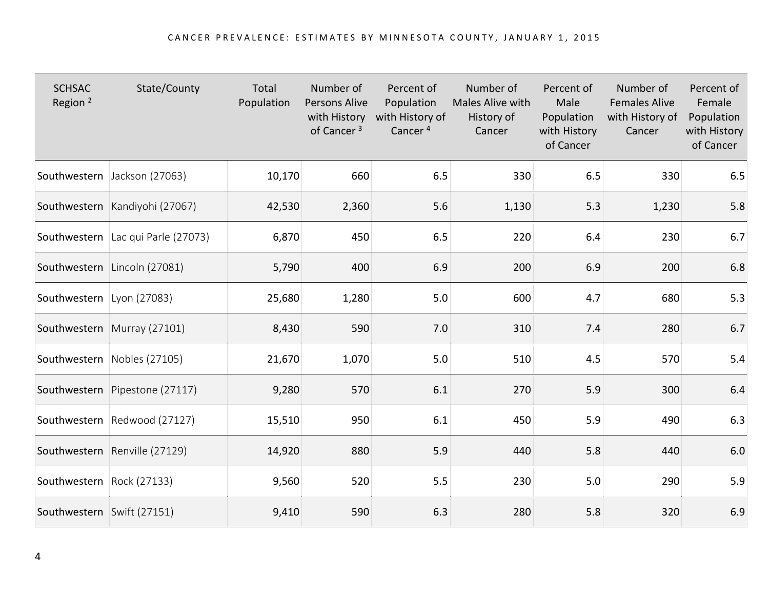| SCHSAC Region [2] | State/County | Total Population | Number of Persons Alive with History of Cancer [3] | Percent of Population with History of Cancer [4] | Number of Males Alive with History of Cancer | Percent of Male Population with History of Cancer | Number of Females Alive with History of Cancer | Percent of Female Population with History of Cancer |
|---|---|---|---|---|---|---|---|---|
| Southwestern | Jackson (27063) | 10,170 | 660 | 6.5 | 330 | 6.5 | 330 | 6.5 |
| Southwestern | Kandiyohi (27067) | 42,530 | 2,360 | 5.6 | 1,130 | 5.3 | 1,230 | 5.8 |
| Southwestern | Lac qui Parle (27073) | 6,870 | 450 | 6.5 | 220 | 6.4 | 230 | 6.7 |
| Southwestern | Lincoln (27081) | 5,790 | 400 | 6.9 | 200 | 6.9 | 200 | 6.8 |
| Southwestern | Lyon (27083) | 25,680 | 1,280 | 5.0 | 600 | 4.7 | 680 | 5.3 |
| Southwestern | Murray (27101) | 8,430 | 590 | 7.0 | 310 | 7.4 | 280 | 6.7 |
| Southwestern | Nobles (27105) | 21,670 | 1,070 | 5.0 | 510 | 4.5 | 570 | 5.4 |
| Southwestern | Pipestone (27117) | 9,280 | 570 | 6.1 | 270 | 5.9 | 300 | 6.4 |
| Southwestern | Redwood (27127) | 15,510 | 950 | 6.1 | 450 | 5.9 | 490 | 6.3 |
| Southwestern | Renville (27129) | 14,920 | 880 | 5.9 | 440 | 5.8 | 440 | 6.0 |
| Southwestern | Rock (27133) | 9,560 | 520 | 5.5 | 230 | 5.0 | 290 | 5.9 |
| Southwestern | Swift (27151) | 9,410 | 590 | 6.3 | 280 | 5.8 | 320 | 6.9 |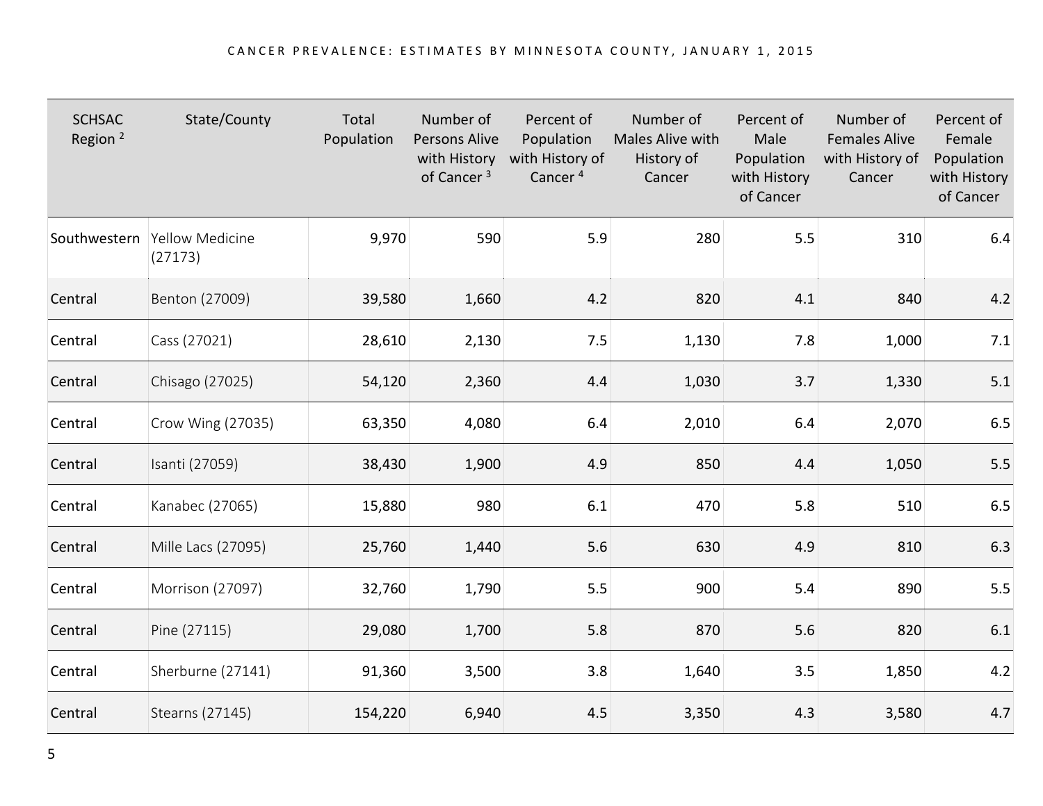| SCHSAC Region [2] | State/County | Total Population | Number of Persons Alive with History of Cancer [3] | Percent of Population with History of Cancer [4] | Number of Males Alive with History of Cancer | Percent of Male Population with History of Cancer | Number of Females Alive with History of Cancer | Percent of Female Population with History of Cancer |
|---|---|---|---|---|---|---|---|---|
| Southwestern | Yellow Medicine (27173) | 9,970 | 590 | 5.9 | 280 | 5.5 | 310 | 6.4 |
| Central | Benton (27009) | 39,580 | 1,660 | 4.2 | 820 | 4.1 | 840 | 4.2 |
| Central | Cass (27021) | 28,610 | 2,130 | 7.5 | 1,130 | 7.8 | 1,000 | 7.1 |
| Central | Chisago (27025) | 54,120 | 2,360 | 4.4 | 1,030 | 3.7 | 1,330 | 5.1 |
| Central | Crow Wing (27035) | 63,350 | 4,080 | 6.4 | 2,010 | 6.4 | 2,070 | 6.5 |
| Central | Isanti (27059) | 38,430 | 1,900 | 4.9 | 850 | 4.4 | 1,050 | 5.5 |
| Central | Kanabec (27065) | 15,880 | 980 | 6.1 | 470 | 5.8 | 510 | 6.5 |
| Central | Mille Lacs (27095) | 25,760 | 1,440 | 5.6 | 630 | 4.9 | 810 | 6.3 |
| Central | Morrison (27097) | 32,760 | 1,790 | 5.5 | 900 | 5.4 | 890 | 5.5 |
| Central | Pine (27115) | 29,080 | 1,700 | 5.8 | 870 | 5.6 | 820 | 6.1 |
| Central | Sherburne (27141) | 91,360 | 3,500 | 3.8 | 1,640 | 3.5 | 1,850 | 4.2 |
| Central | Stearns (27145) | 154,220 | 6,940 | 4.5 | 3,350 | 4.3 | 3,580 | 4.7 |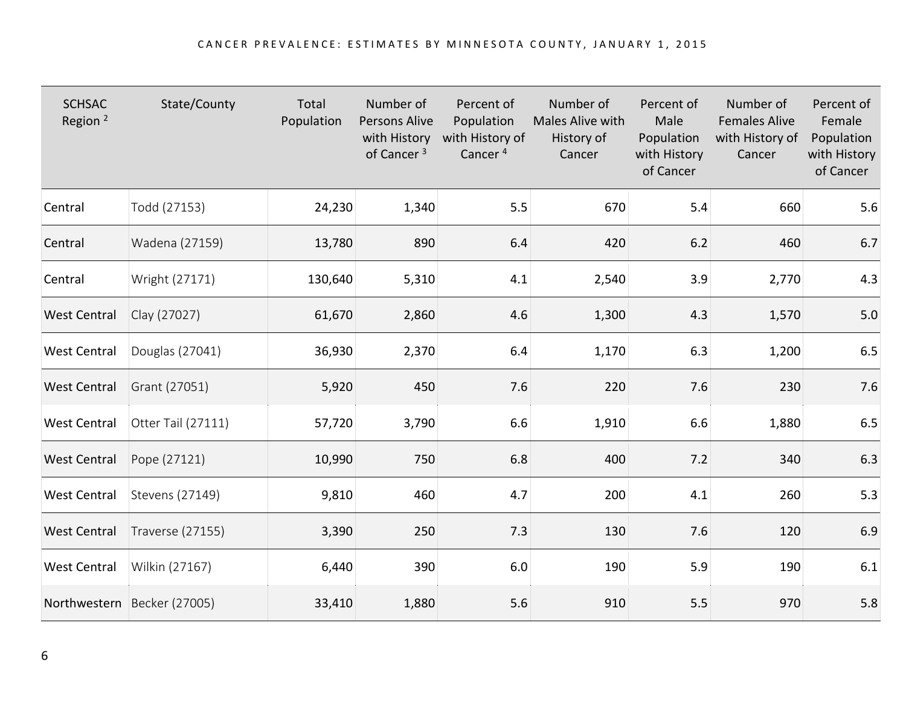| SCHSAC Region [2] | State/County | Total Population | Number of Persons Alive with History of Cancer [3] | Percent of Population with History of Cancer [4] | Number of Males Alive with History of Cancer | Percent of Male Population with History of Cancer | Number of Females Alive with History of Cancer | Percent of Female Population with History of Cancer |
|---|---|---|---|---|---|---|---|---|
| Central | Todd (27153) | 24,230 | 1,340 | 5.5 | 670 | 5.4 | 660 | 5.6 |
| Central | Wadena (27159) | 13,780 | 890 | 6.4 | 420 | 6.2 | 460 | 6.7 |
| Central | Wright (27171) | 130,640 | 5,310 | 4.1 | 2,540 | 3.9 | 2,770 | 4.3 |
| West Central | Clay (27027) | 61,670 | 2,860 | 4.6 | 1,300 | 4.3 | 1,570 | 5.0 |
| West Central | Douglas (27041) | 36,930 | 2,370 | 6.4 | 1,170 | 6.3 | 1,200 | 6.5 |
| West Central | Grant (27051) | 5,920 | 450 | 7.6 | 220 | 7.6 | 230 | 7.6 |
| West Central | Otter Tail (27111) | 57,720 | 3,790 | 6.6 | 1,910 | 6.6 | 1,880 | 6.5 |
| West Central | Pope (27121) | 10,990 | 750 | 6.8 | 400 | 7.2 | 340 | 6.3 |
| West Central | Stevens (27149) | 9,810 | 460 | 4.7 | 200 | 4.1 | 260 | 5.3 |
| West Central | Traverse (27155) | 3,390 | 250 | 7.3 | 130 | 7.6 | 120 | 6.9 |
| West Central | Wilkin (27167) | 6,440 | 390 | 6.0 | 190 | 5.9 | 190 | 6.1 |
| Northwestern | Becker (27005) | 33,410 | 1,880 | 5.6 | 910 | 5.5 | 970 | 5.8 |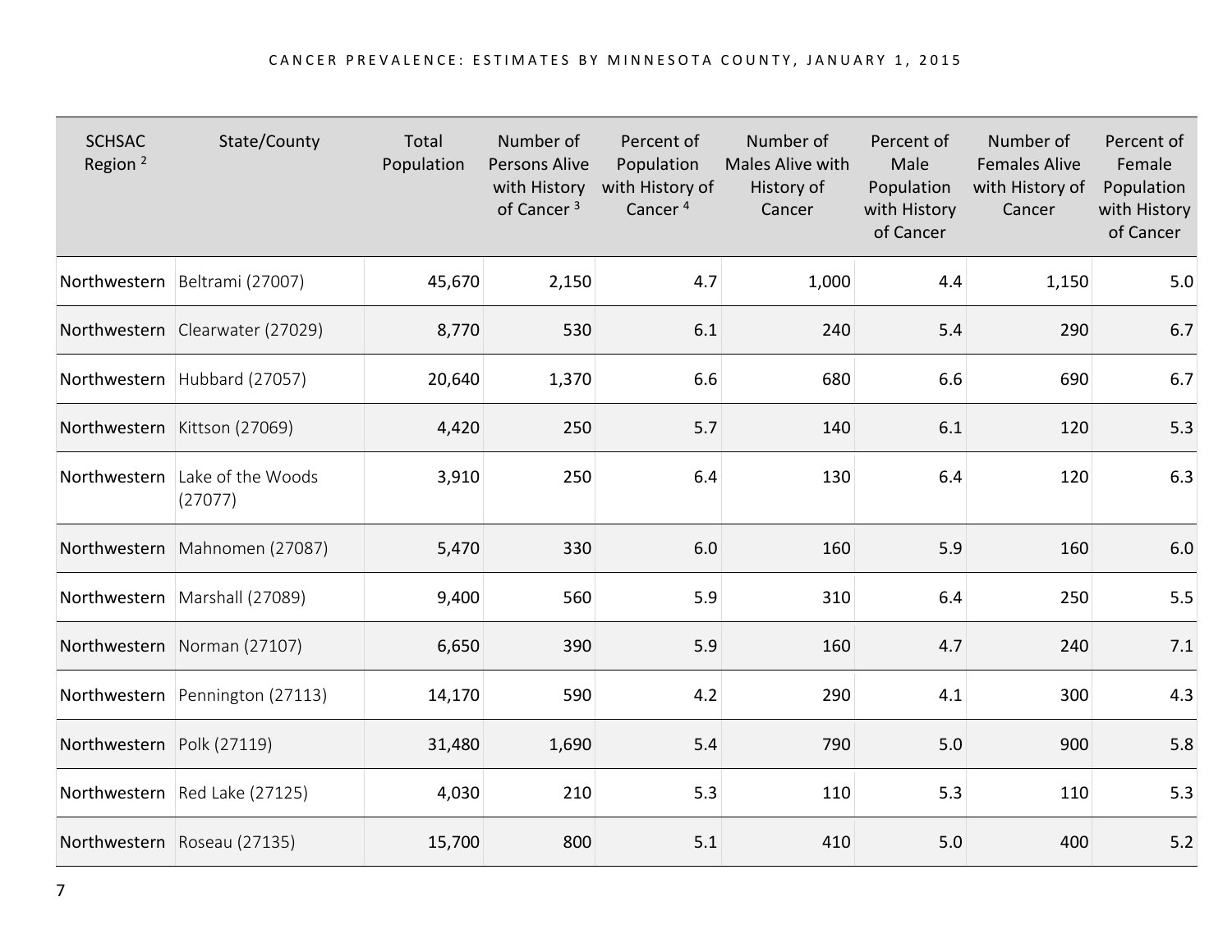| SCHSAC Region [2] | State/County | Total Population | Number of Persons Alive with History of Cancer [3] | Percent of Population with History of Cancer [4] | Number of Males Alive with History of Cancer | Percent of Male Population with History of Cancer | Number of Females Alive with History of Cancer | Percent of Female Population with History of Cancer |
|---|---|---|---|---|---|---|---|---|
| Northwestern | Beltrami (27007) | 45,670 | 2,150 | 4.7 | 1,000 | 4.4 | 1,150 | 5.0 |
| Northwestern | Clearwater (27029) | 8,770 | 530 | 6.1 | 240 | 5.4 | 290 | 6.7 |
| Northwestern | Hubbard (27057) | 20,640 | 1,370 | 6.6 | 680 | 6.6 | 690 | 6.7 |
| Northwestern | Kittson (27069) | 4,420 | 250 | 5.7 | 140 | 6.1 | 120 | 5.3 |
| Northwestern | Lake of the Woods (27077) | 3,910 | 250 | 6.4 | 130 | 6.4 | 120 | 6.3 |
| Northwestern | Mahnomen (27087) | 5,470 | 330 | 6.0 | 160 | 5.9 | 160 | 6.0 |
| Northwestern | Marshall (27089) | 9,400 | 560 | 5.9 | 310 | 6.4 | 250 | 5.5 |
| Northwestern | Norman (27107) | 6,650 | 390 | 5.9 | 160 | 4.7 | 240 | 7.1 |
| Northwestern | Pennington (27113) | 14,170 | 590 | 4.2 | 290 | 4.1 | 300 | 4.3 |
| Northwestern | Polk (27119) | 31,480 | 1,690 | 5.4 | 790 | 5.0 | 900 | 5.8 |
| Northwestern | Red Lake (27125) | 4,030 | 210 | 5.3 | 110 | 5.3 | 110 | 5.3 |
| Northwestern | Roseau (27135) | 15,700 | 800 | 5.1 | 410 | 5.0 | 400 | 5.2 |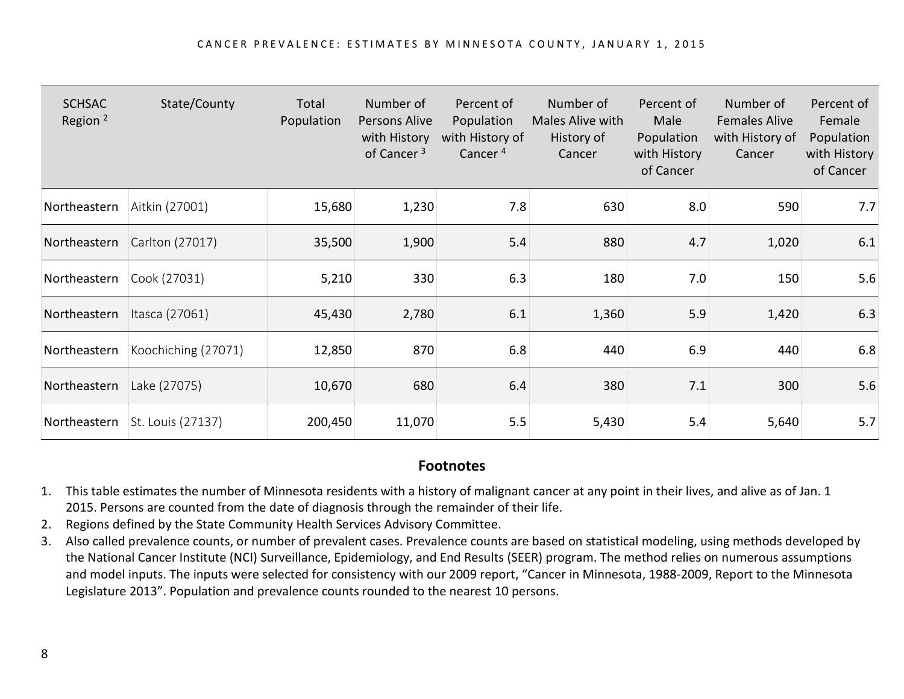| SCHSAC Region [2] | State/County | Total Population | Number of Persons Alive with History of Cancer [3] | Percent of Population with History of Cancer [4] | Number of Males Alive with History of Cancer | Percent of Male Population with History of Cancer | Number of Females Alive with History of Cancer | Percent of Female Population with History of Cancer |
|---|---|---|---|---|---|---|---|---|
| Northeastern | Aitkin (27001) | 15,680 | 1,230 | 7.8 | 630 | 8.0 | 590 | 7.7 |
| Northeastern | Carlton (27017) | 35,500 | 1,900 | 5.4 | 880 | 4.7 | 1,020 | 6.1 |
| Northeastern | Cook (27031) | 5,210 | 330 | 6.3 | 180 | 7.0 | 150 | 5.6 |
| Northeastern | Itasca (27061) | 45,430 | 2,780 | 6.1 | 1,360 | 5.9 | 1,420 | 6.3 |
| Northeastern | Koochiching (27071) | 12,850 | 870 | 6.8 | 440 | 6.9 | 440 | 6.8 |
| Northeastern | Lake (27075) | 10,670 | 680 | 6.4 | 380 | 7.1 | 300 | 5.6 |
| Northeastern | St. Louis (27137) | 200,450 | 11,070 | 5.5 | 5,430 | 5.4 | 5,640 | 5.7 |

## Footnotes

1. This table estimates the number of Minnesota residents with a history of malignant cancer at any point in their lives, and alive as of Jan. 1 2015. Persons are counted from the date of diagnosis through the remainder of their life.
2. Regions defined by the State Community Health Services Advisory Committee.
3. Also called prevalence counts, or number of prevalent cases. Prevalence counts are based on statistical modeling, using methods developed by the National Cancer Institute (NCI) Surveillance, Epidemiology, and End Results (SEER) program. The method relies on numerous assumptions and model inputs. The inputs were selected for consistency with our 2009 report, "Cancer in Minnesota, 1988-2009, Report to the Minnesota Legislature 2013". Population and prevalence counts rounded to the nearest 10 persons.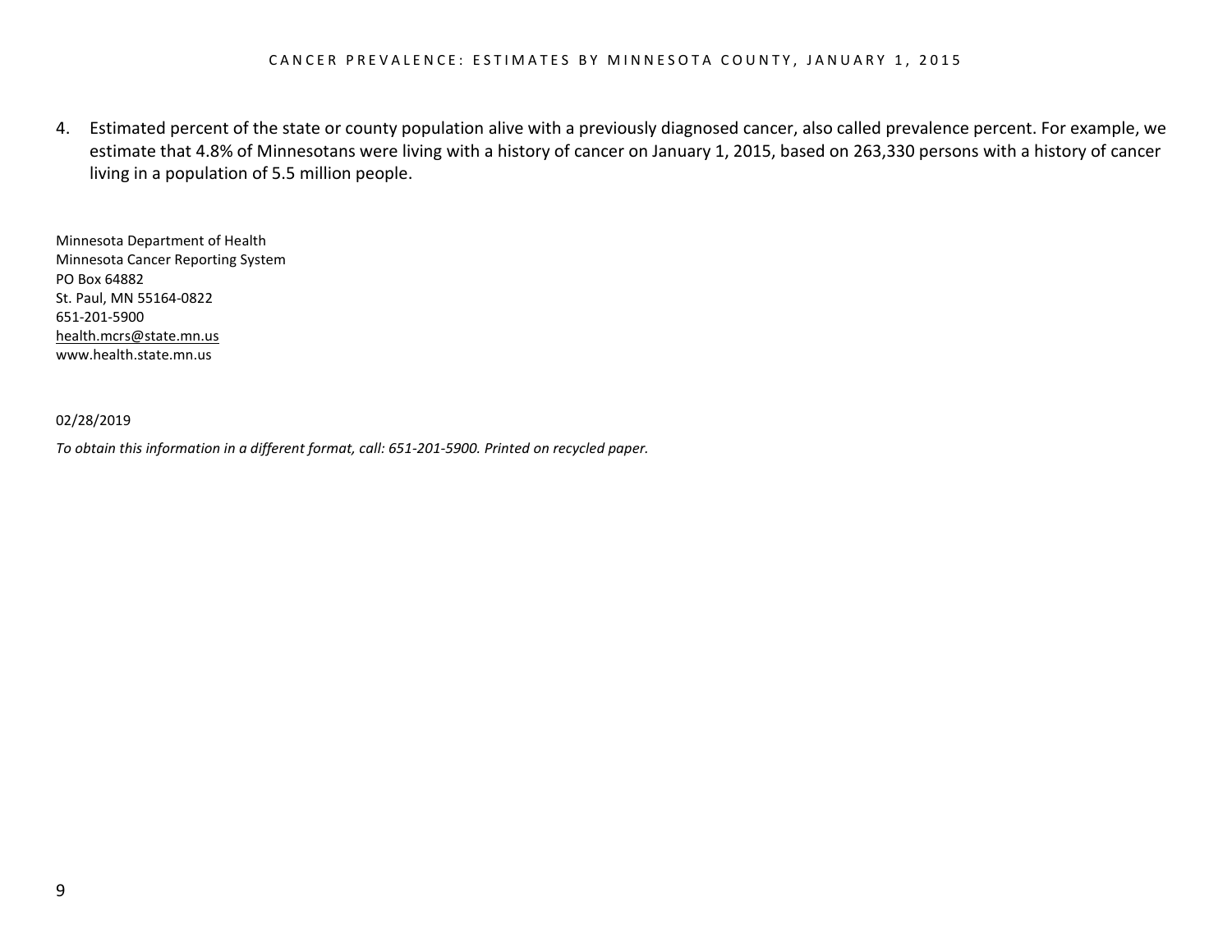4. Estimated percent of the state or county population alive with a previously diagnosed cancer, also called prevalence percent. For example, we estimate that 4.8% of Minnesotans were living with a history of cancer on January 1, 2015, based on 263,330 persons with a history of cancer living in a population of 5.5 million people.

Minnesota Department of Health
Minnesota Cancer Reporting System
PO Box 64882
St. Paul, MN 55164-0822
651-201-5900
health.mcrs@state.mn.us
www.health.state.mn.us

02/28/2019

*To obtain this information in a different format, call: 651-201-5900. Printed on recycled paper.*